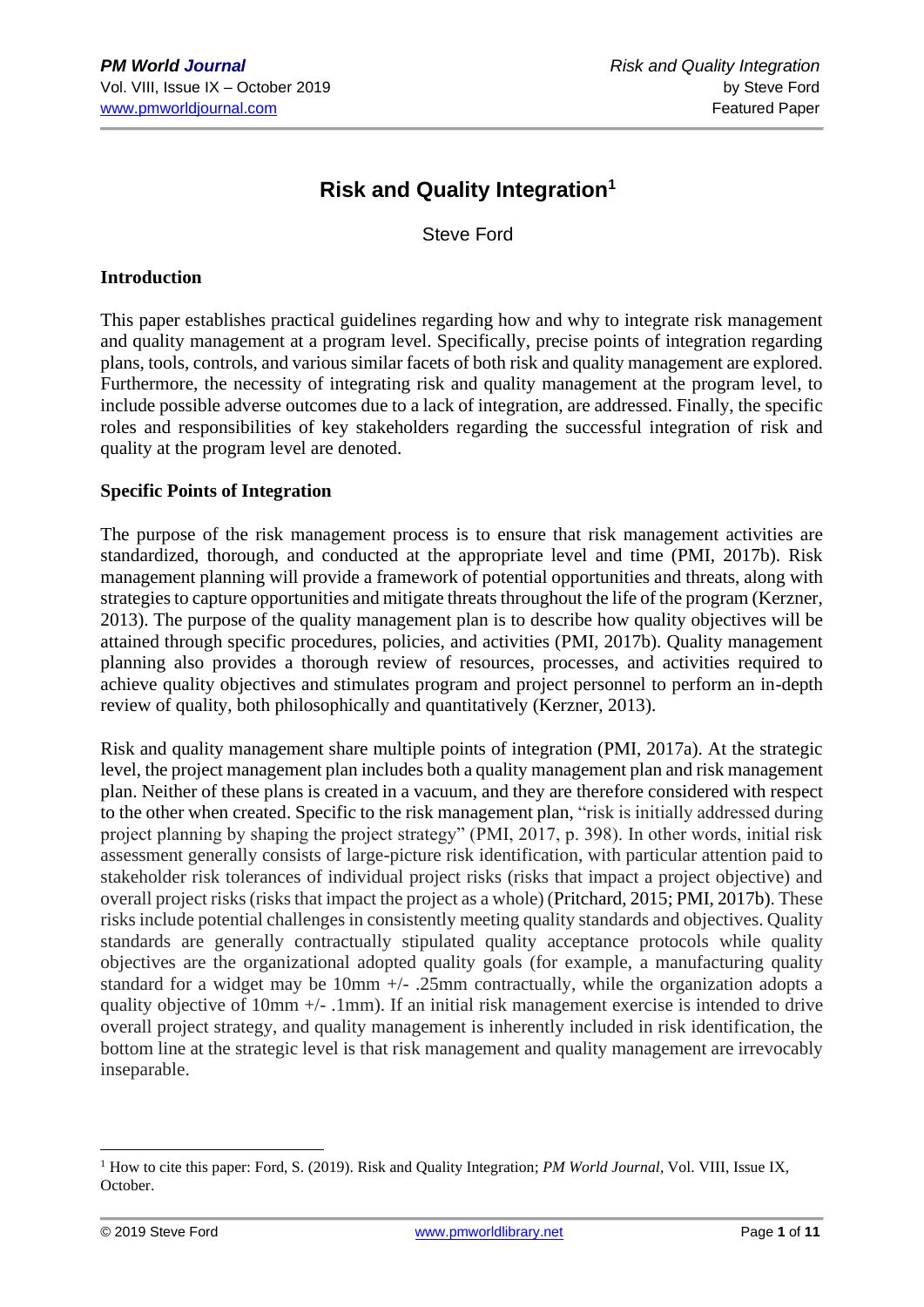# Risk and Quality Integration[1]

Steve Ford

## Introduction

This paper establishes practical guidelines regarding how and why to integrate risk management and quality management at a program level. Specifically, precise points of integration regarding plans, tools, controls, and various similar facets of both risk and quality management are explored. Furthermore, the necessity of integrating risk and quality management at the program level, to include possible adverse outcomes due to a lack of integration, are addressed. Finally, the specific roles and responsibilities of key stakeholders regarding the successful integration of risk and quality at the program level are denoted.

## Specific Points of Integration

The purpose of the risk management process is to ensure that risk management activities are standardized, thorough, and conducted at the appropriate level and time (PMI, 2017b). Risk management planning will provide a framework of potential opportunities and threats, along with strategies to capture opportunities and mitigate threats throughout the life of the program (Kerzner, 2013). The purpose of the quality management plan is to describe how quality objectives will be attained through specific procedures, policies, and activities (PMI, 2017b). Quality management planning also provides a thorough review of resources, processes, and activities required to achieve quality objectives and stimulates program and project personnel to perform an in-depth review of quality, both philosophically and quantitatively (Kerzner, 2013).

Risk and quality management share multiple points of integration (PMI, 2017a). At the strategic level, the project management plan includes both a quality management plan and risk management plan. Neither of these plans is created in a vacuum, and they are therefore considered with respect to the other when created. Specific to the risk management plan, "risk is initially addressed during project planning by shaping the project strategy" (PMI, 2017, p. 398). In other words, initial risk assessment generally consists of large-picture risk identification, with particular attention paid to stakeholder risk tolerances of individual project risks (risks that impact a project objective) and overall project risks (risks that impact the project as a whole) (Pritchard, 2015; PMI, 2017b). These risks include potential challenges in consistently meeting quality standards and objectives. Quality standards are generally contractually stipulated quality acceptance protocols while quality objectives are the organizational adopted quality goals (for example, a manufacturing quality standard for a widget may be 10mm +/- .25mm contractually, while the organization adopts a quality objective of 10mm +/- .1mm). If an initial risk management exercise is intended to drive overall project strategy, and quality management is inherently included in risk identification, the bottom line at the strategic level is that risk management and quality management are irrevocably inseparable.

---

[1] How to cite this paper: Ford, S. (2019). Risk and Quality Integration; *PM World Journal*, Vol. VIII, Issue IX, October.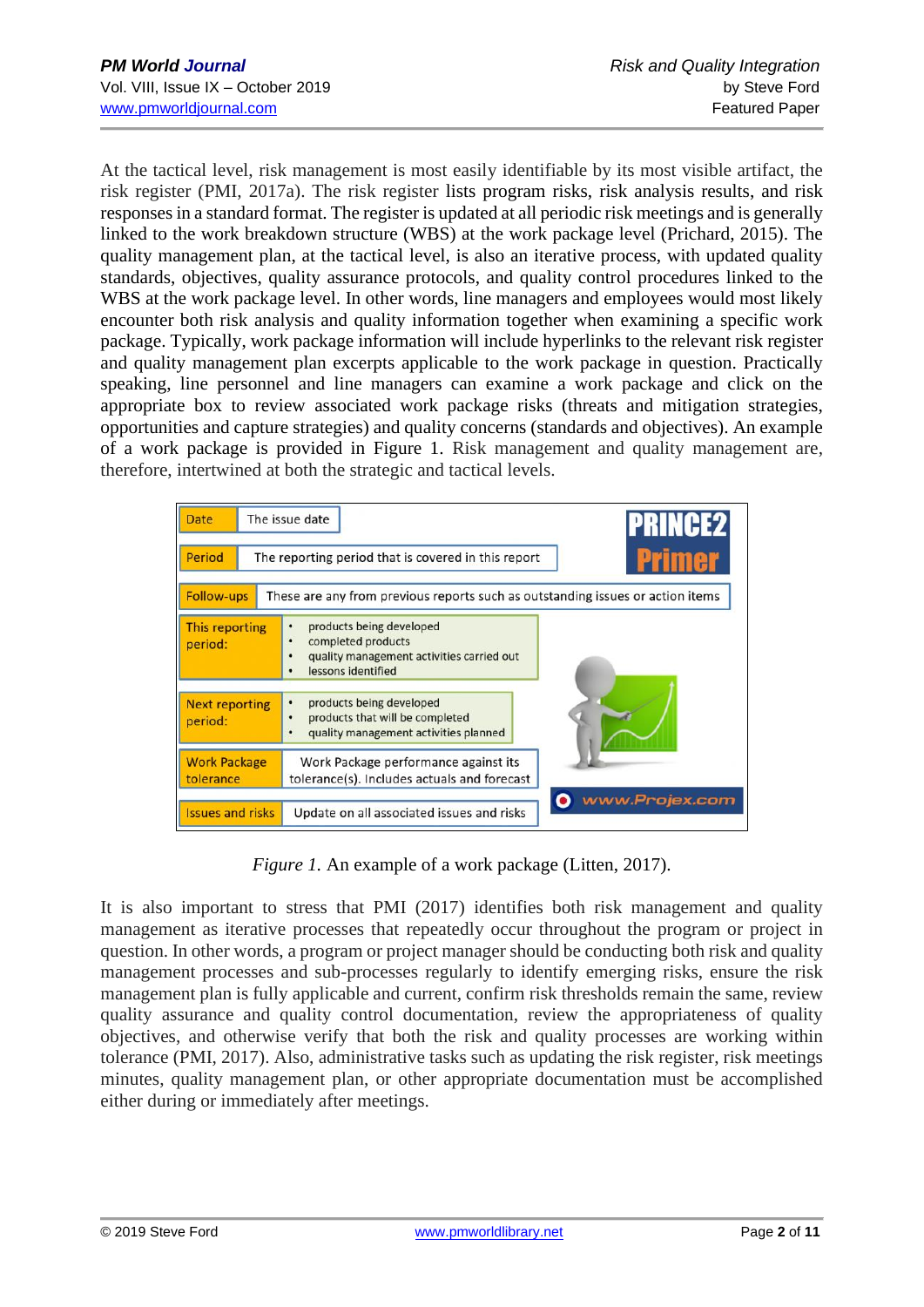At the tactical level, risk management is most easily identifiable by its most visible artifact, the risk register (PMI, 2017a). The risk register lists program risks, risk analysis results, and risk responses in a standard format. The register is updated at all periodic risk meetings and is generally linked to the work breakdown structure (WBS) at the work package level (Prichard, 2015). The quality management plan, at the tactical level, is also an iterative process, with updated quality standards, objectives, quality assurance protocols, and quality control procedures linked to the WBS at the work package level. In other words, line managers and employees would most likely encounter both risk analysis and quality information together when examining a specific work package. Typically, work package information will include hyperlinks to the relevant risk register and quality management plan excerpts applicable to the work package in question. Practically speaking, line personnel and line managers can examine a work package and click on the appropriate box to review associated work package risks (threats and mitigation strategies, opportunities and capture strategies) and quality concerns (standards and objectives). An example of a work package is provided in Figure 1. Risk management and quality management are, therefore, intertwined at both the strategic and tactical levels.

| | |
|---|---|
| Date | The issue date |
| Period | The reporting period that is covered in this report |
| Follow-ups | These are any from previous reports such as outstanding issues or action items |
| This reporting period: | • products being developed<br>• completed products<br>• quality management activities carried out<br>• lessons identified |
| Next reporting period: | • products being developed<br>• products that will be completed<br>• quality management activities planned |
| Work Package tolerance | Work Package performance against its tolerance(s). Includes actuals and forecast |
| Issues and risks | Update on all associated issues and risks |

PRINCE2 Primer

www.Projex.com

*Figure 1.* An example of a work package (Litten, 2017).

It is also important to stress that PMI (2017) identifies both risk management and quality management as iterative processes that repeatedly occur throughout the program or project in question. In other words, a program or project manager should be conducting both risk and quality management processes and sub-processes regularly to identify emerging risks, ensure the risk management plan is fully applicable and current, confirm risk thresholds remain the same, review quality assurance and quality control documentation, review the appropriateness of quality objectives, and otherwise verify that both the risk and quality processes are working within tolerance (PMI, 2017). Also, administrative tasks such as updating the risk register, risk meetings minutes, quality management plan, or other appropriate documentation must be accomplished either during or immediately after meetings.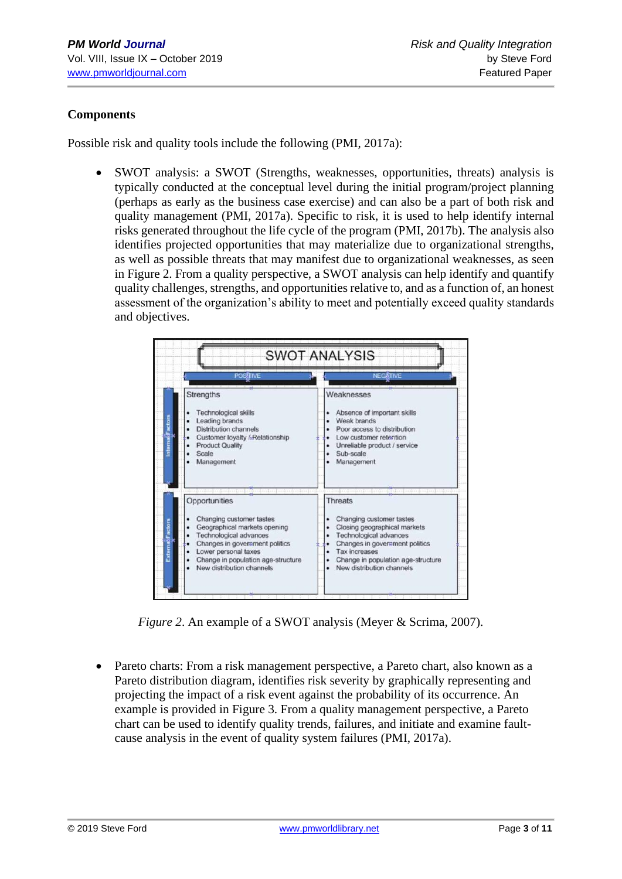**Components**

Possible risk and quality tools include the following (PMI, 2017a):

- SWOT analysis: a SWOT (Strengths, weaknesses, opportunities, threats) analysis is typically conducted at the conceptual level during the initial program/project planning (perhaps as early as the business case exercise) and can also be a part of both risk and quality management (PMI, 2017a). Specific to risk, it is used to help identify internal risks generated throughout the life cycle of the program (PMI, 2017b). The analysis also identifies projected opportunities that may materialize due to organizational strengths, as well as possible threats that may manifest due to organizational weaknesses, as seen in Figure 2. From a quality perspective, a SWOT analysis can help identify and quantify quality challenges, strengths, and opportunities relative to, and as a function of, an honest assessment of the organization's ability to meet and potentially exceed quality standards and objectives.

| SWOT ANALYSIS | POSITIVE | NEGATIVE |
|---|---|---|
| Internal Factors | **Strengths**<br>• Technological skills<br>• Leading brands<br>• Distribution channels<br>• Customer loyalty &Relationship<br>• Product Quality<br>• Scale<br>• Management | **Weaknesses**<br>• Absence of important skills<br>• Weak brands<br>• Poor access to distribution<br>• Low customer retention<br>• Unreliable product / service<br>• Sub-scale<br>• Management |
| External Factors | **Opportunities**<br>• Changing customer tastes<br>• Geographical markets opening<br>• Technological advances<br>• Changes in government politics<br>• Lower personal taxes<br>• Change in population age-structure<br>• New distribution channels | **Threats**<br>• Changing customer tastes<br>• Closing geographical markets<br>• Technological advances<br>• Changes in government politics<br>• Tax increases<br>• Change in population age-structure<br>• New distribution channels |

*Figure 2*. An example of a SWOT analysis (Meyer & Scrima, 2007).

- Pareto charts: From a risk management perspective, a Pareto chart, also known as a Pareto distribution diagram, identifies risk severity by graphically representing and projecting the impact of a risk event against the probability of its occurrence. An example is provided in Figure 3. From a quality management perspective, a Pareto chart can be used to identify quality trends, failures, and initiate and examine fault-cause analysis in the event of quality system failures (PMI, 2017a).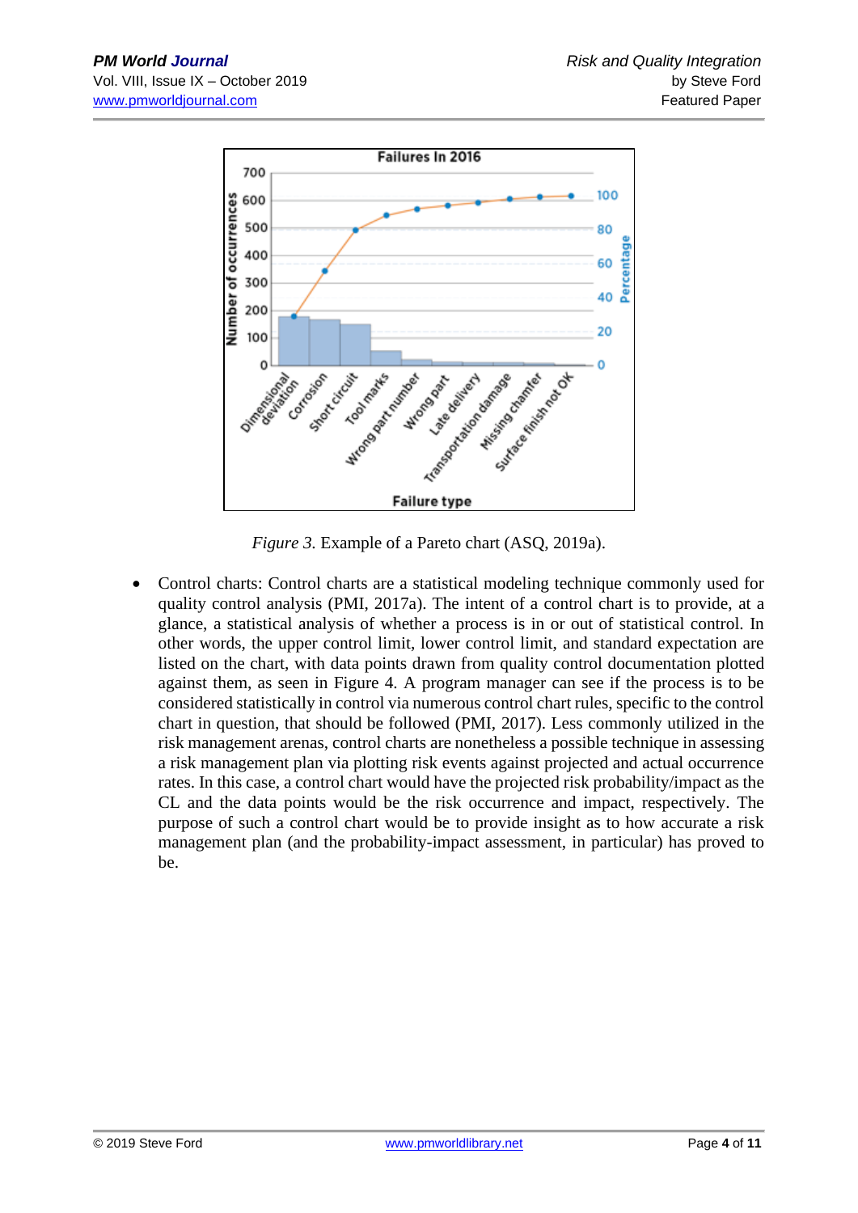*Figure 3.* Example of a Pareto chart (ASQ, 2019a).

- Control charts: Control charts are a statistical modeling technique commonly used for quality control analysis (PMI, 2017a). The intent of a control chart is to provide, at a glance, a statistical analysis of whether a process is in or out of statistical control. In other words, the upper control limit, lower control limit, and standard expectation are listed on the chart, with data points drawn from quality control documentation plotted against them, as seen in Figure 4. A program manager can see if the process is to be considered statistically in control via numerous control chart rules, specific to the control chart in question, that should be followed (PMI, 2017). Less commonly utilized in the risk management arenas, control charts are nonetheless a possible technique in assessing a risk management plan via plotting risk events against projected and actual occurrence rates. In this case, a control chart would have the projected risk probability/impact as the CL and the data points would be the risk occurrence and impact, respectively. The purpose of such a control chart would be to provide insight as to how accurate a risk management plan (and the probability-impact assessment, in particular) has proved to be.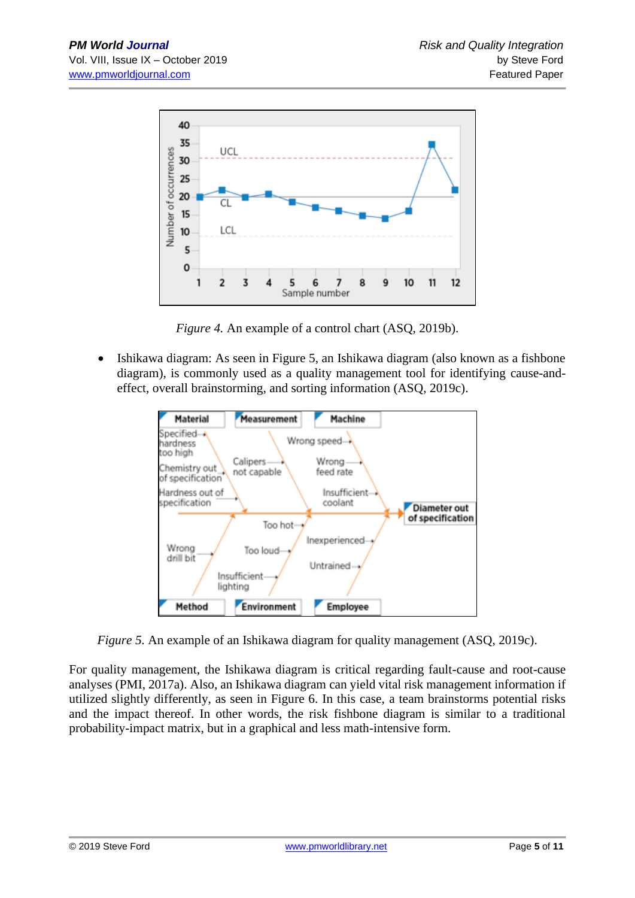*Figure 4.* An example of a control chart (ASQ, 2019b).

- Ishikawa diagram: As seen in Figure 5, an Ishikawa diagram (also known as a fishbone diagram), is commonly used as a quality management tool for identifying cause-and-effect, overall brainstorming, and sorting information (ASQ, 2019c).

*Figure 5.* An example of an Ishikawa diagram for quality management (ASQ, 2019c).

For quality management, the Ishikawa diagram is critical regarding fault-cause and root-cause analyses (PMI, 2017a). Also, an Ishikawa diagram can yield vital risk management information if utilized slightly differently, as seen in Figure 6. In this case, a team brainstorms potential risks and the impact thereof. In other words, the risk fishbone diagram is similar to a traditional probability-impact matrix, but in a graphical and less math-intensive form.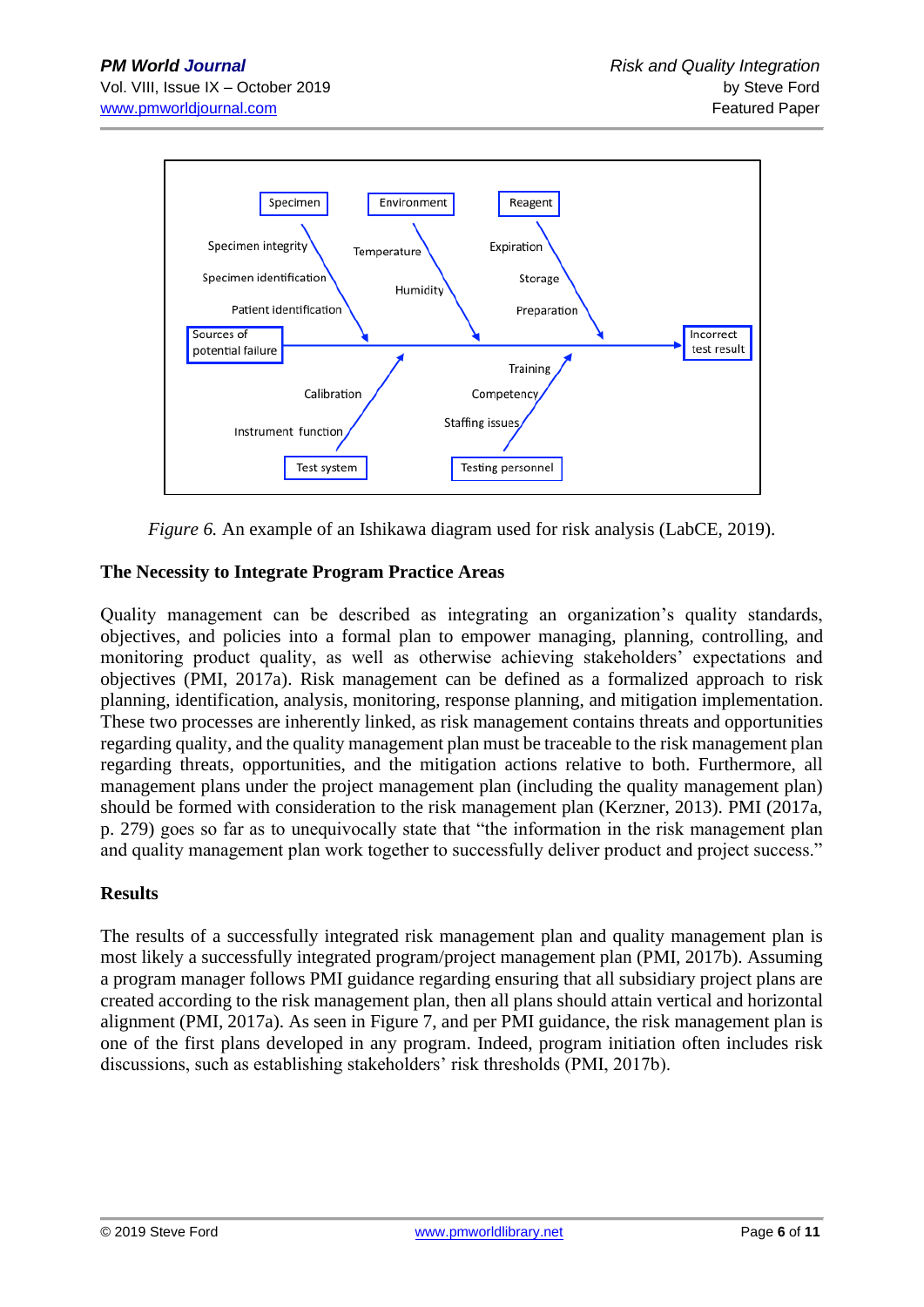Figure 6. An example of an Ishikawa diagram used for risk analysis (LabCE, 2019).

**The Necessity to Integrate Program Practice Areas**

Quality management can be described as integrating an organization's quality standards, objectives, and policies into a formal plan to empower managing, planning, controlling, and monitoring product quality, as well as otherwise achieving stakeholders' expectations and objectives (PMI, 2017a). Risk management can be defined as a formalized approach to risk planning, identification, analysis, monitoring, response planning, and mitigation implementation. These two processes are inherently linked, as risk management contains threats and opportunities regarding quality, and the quality management plan must be traceable to the risk management plan regarding threats, opportunities, and the mitigation actions relative to both. Furthermore, all management plans under the project management plan (including the quality management plan) should be formed with consideration to the risk management plan (Kerzner, 2013). PMI (2017a, p. 279) goes so far as to unequivocally state that "the information in the risk management plan and quality management plan work together to successfully deliver product and project success."

**Results**

The results of a successfully integrated risk management plan and quality management plan is most likely a successfully integrated program/project management plan (PMI, 2017b). Assuming a program manager follows PMI guidance regarding ensuring that all subsidiary project plans are created according to the risk management plan, then all plans should attain vertical and horizontal alignment (PMI, 2017a). As seen in Figure 7, and per PMI guidance, the risk management plan is one of the first plans developed in any program. Indeed, program initiation often includes risk discussions, such as establishing stakeholders' risk thresholds (PMI, 2017b).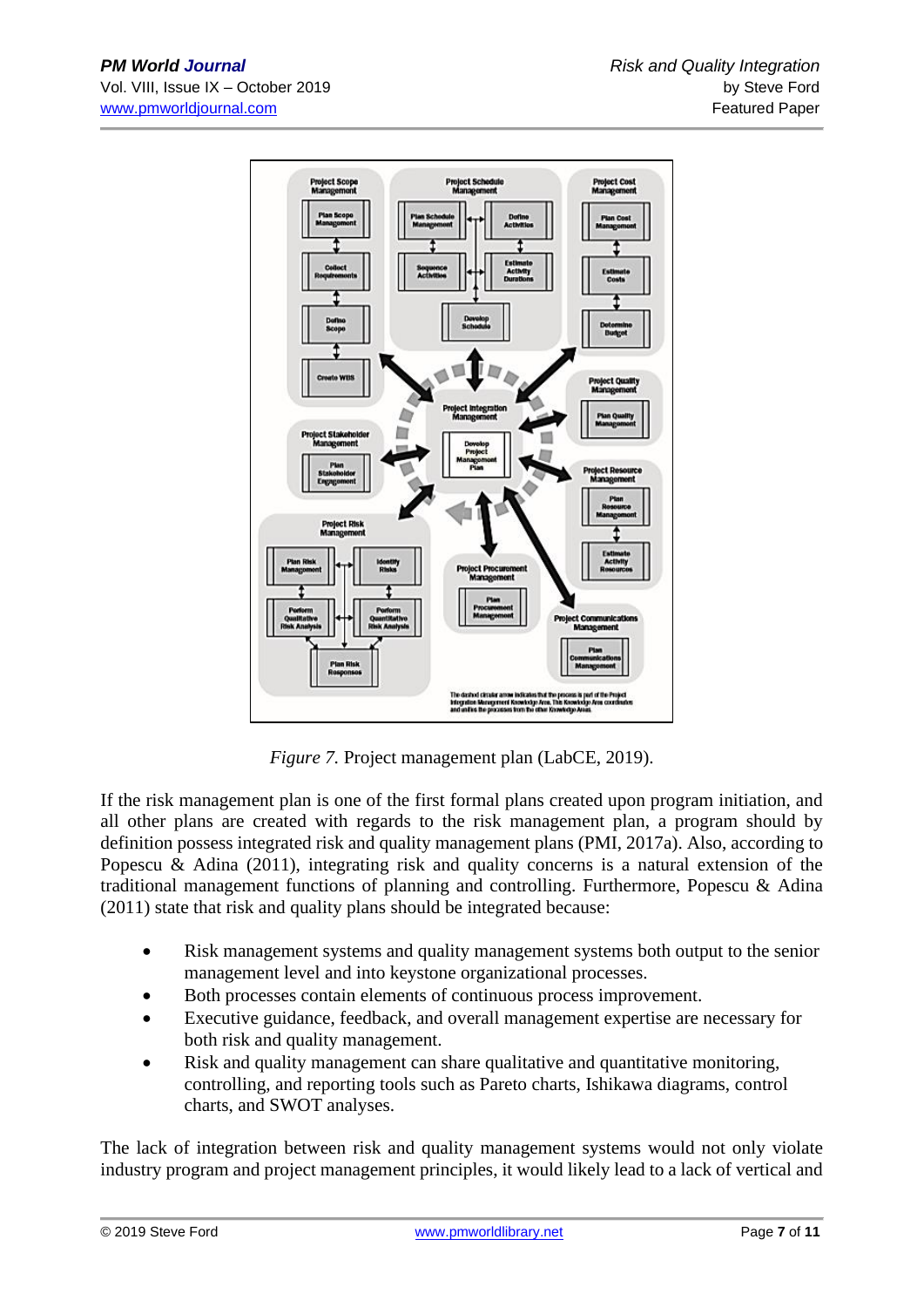*Figure 7.* Project management plan (LabCE, 2019).

If the risk management plan is one of the first formal plans created upon program initiation, and all other plans are created with regards to the risk management plan, a program should by definition possess integrated risk and quality management plans (PMI, 2017a). Also, according to Popescu & Adina (2011), integrating risk and quality concerns is a natural extension of the traditional management functions of planning and controlling. Furthermore, Popescu & Adina (2011) state that risk and quality plans should be integrated because:

- Risk management systems and quality management systems both output to the senior management level and into keystone organizational processes.
- Both processes contain elements of continuous process improvement.
- Executive guidance, feedback, and overall management expertise are necessary for both risk and quality management.
- Risk and quality management can share qualitative and quantitative monitoring, controlling, and reporting tools such as Pareto charts, Ishikawa diagrams, control charts, and SWOT analyses.

The lack of integration between risk and quality management systems would not only violate industry program and project management principles, it would likely lead to a lack of vertical and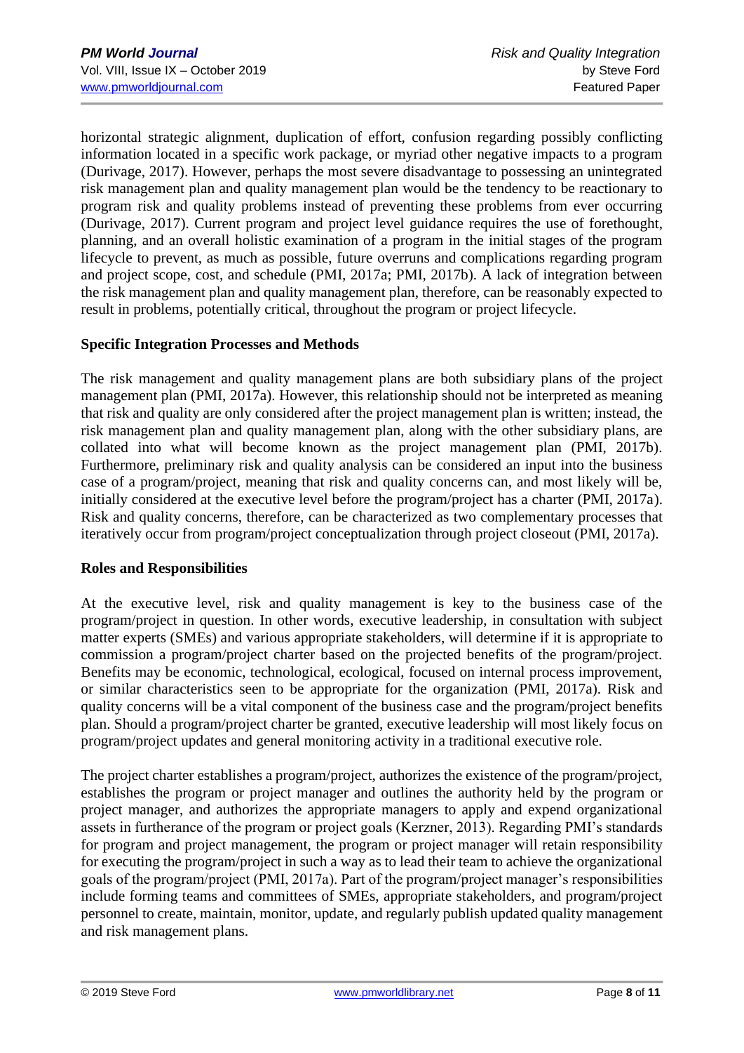horizontal strategic alignment, duplication of effort, confusion regarding possibly conflicting information located in a specific work package, or myriad other negative impacts to a program (Durivage, 2017). However, perhaps the most severe disadvantage to possessing an unintegrated risk management plan and quality management plan would be the tendency to be reactionary to program risk and quality problems instead of preventing these problems from ever occurring (Durivage, 2017). Current program and project level guidance requires the use of forethought, planning, and an overall holistic examination of a program in the initial stages of the program lifecycle to prevent, as much as possible, future overruns and complications regarding program and project scope, cost, and schedule (PMI, 2017a; PMI, 2017b). A lack of integration between the risk management plan and quality management plan, therefore, can be reasonably expected to result in problems, potentially critical, throughout the program or project lifecycle.

**Specific Integration Processes and Methods**

The risk management and quality management plans are both subsidiary plans of the project management plan (PMI, 2017a). However, this relationship should not be interpreted as meaning that risk and quality are only considered after the project management plan is written; instead, the risk management plan and quality management plan, along with the other subsidiary plans, are collated into what will become known as the project management plan (PMI, 2017b). Furthermore, preliminary risk and quality analysis can be considered an input into the business case of a program/project, meaning that risk and quality concerns can, and most likely will be, initially considered at the executive level before the program/project has a charter (PMI, 2017a). Risk and quality concerns, therefore, can be characterized as two complementary processes that iteratively occur from program/project conceptualization through project closeout (PMI, 2017a).

**Roles and Responsibilities**

At the executive level, risk and quality management is key to the business case of the program/project in question. In other words, executive leadership, in consultation with subject matter experts (SMEs) and various appropriate stakeholders, will determine if it is appropriate to commission a program/project charter based on the projected benefits of the program/project. Benefits may be economic, technological, ecological, focused on internal process improvement, or similar characteristics seen to be appropriate for the organization (PMI, 2017a). Risk and quality concerns will be a vital component of the business case and the program/project benefits plan. Should a program/project charter be granted, executive leadership will most likely focus on program/project updates and general monitoring activity in a traditional executive role.

The project charter establishes a program/project, authorizes the existence of the program/project, establishes the program or project manager and outlines the authority held by the program or project manager, and authorizes the appropriate managers to apply and expend organizational assets in furtherance of the program or project goals (Kerzner, 2013). Regarding PMI's standards for program and project management, the program or project manager will retain responsibility for executing the program/project in such a way as to lead their team to achieve the organizational goals of the program/project (PMI, 2017a). Part of the program/project manager's responsibilities include forming teams and committees of SMEs, appropriate stakeholders, and program/project personnel to create, maintain, monitor, update, and regularly publish updated quality management and risk management plans.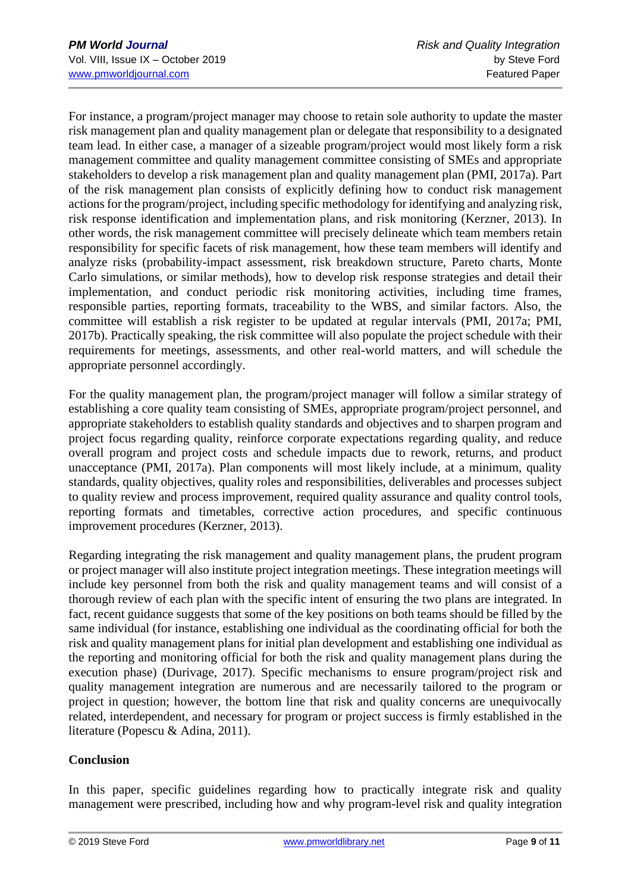For instance, a program/project manager may choose to retain sole authority to update the master risk management plan and quality management plan or delegate that responsibility to a designated team lead. In either case, a manager of a sizeable program/project would most likely form a risk management committee and quality management committee consisting of SMEs and appropriate stakeholders to develop a risk management plan and quality management plan (PMI, 2017a). Part of the risk management plan consists of explicitly defining how to conduct risk management actions for the program/project, including specific methodology for identifying and analyzing risk, risk response identification and implementation plans, and risk monitoring (Kerzner, 2013). In other words, the risk management committee will precisely delineate which team members retain responsibility for specific facets of risk management, how these team members will identify and analyze risks (probability-impact assessment, risk breakdown structure, Pareto charts, Monte Carlo simulations, or similar methods), how to develop risk response strategies and detail their implementation, and conduct periodic risk monitoring activities, including time frames, responsible parties, reporting formats, traceability to the WBS, and similar factors. Also, the committee will establish a risk register to be updated at regular intervals (PMI, 2017a; PMI, 2017b). Practically speaking, the risk committee will also populate the project schedule with their requirements for meetings, assessments, and other real-world matters, and will schedule the appropriate personnel accordingly.

For the quality management plan, the program/project manager will follow a similar strategy of establishing a core quality team consisting of SMEs, appropriate program/project personnel, and appropriate stakeholders to establish quality standards and objectives and to sharpen program and project focus regarding quality, reinforce corporate expectations regarding quality, and reduce overall program and project costs and schedule impacts due to rework, returns, and product unacceptance (PMI, 2017a). Plan components will most likely include, at a minimum, quality standards, quality objectives, quality roles and responsibilities, deliverables and processes subject to quality review and process improvement, required quality assurance and quality control tools, reporting formats and timetables, corrective action procedures, and specific continuous improvement procedures (Kerzner, 2013).

Regarding integrating the risk management and quality management plans, the prudent program or project manager will also institute project integration meetings. These integration meetings will include key personnel from both the risk and quality management teams and will consist of a thorough review of each plan with the specific intent of ensuring the two plans are integrated. In fact, recent guidance suggests that some of the key positions on both teams should be filled by the same individual (for instance, establishing one individual as the coordinating official for both the risk and quality management plans for initial plan development and establishing one individual as the reporting and monitoring official for both the risk and quality management plans during the execution phase) (Durivage, 2017). Specific mechanisms to ensure program/project risk and quality management integration are numerous and are necessarily tailored to the program or project in question; however, the bottom line that risk and quality concerns are unequivocally related, interdependent, and necessary for program or project success is firmly established in the literature (Popescu & Adina, 2011).

## Conclusion

In this paper, specific guidelines regarding how to practically integrate risk and quality management were prescribed, including how and why program-level risk and quality integration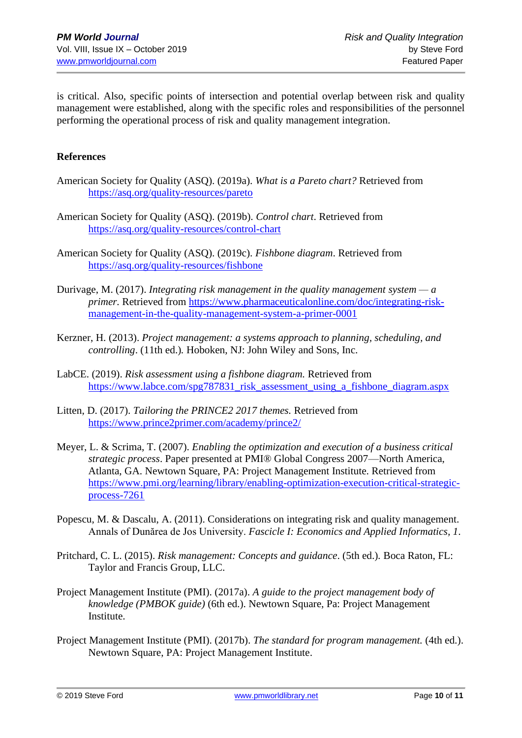is critical. Also, specific points of intersection and potential overlap between risk and quality management were established, along with the specific roles and responsibilities of the personnel performing the operational process of risk and quality management integration.

**References**

American Society for Quality (ASQ). (2019a). *What is a Pareto chart?* Retrieved from https://asq.org/quality-resources/pareto

American Society for Quality (ASQ). (2019b). *Control chart*. Retrieved from https://asq.org/quality-resources/control-chart

American Society for Quality (ASQ). (2019c). *Fishbone diagram*. Retrieved from https://asq.org/quality-resources/fishbone

Durivage, M. (2017). *Integrating risk management in the quality management system — a primer.* Retrieved from https://www.pharmaceuticalonline.com/doc/integrating-risk-management-in-the-quality-management-system-a-primer-0001

Kerzner, H. (2013). *Project management: a systems approach to planning, scheduling, and controlling*. (11th ed.). Hoboken, NJ: John Wiley and Sons, Inc.

LabCE. (2019). *Risk assessment using a fishbone diagram.* Retrieved from https://www.labce.com/spg787831_risk_assessment_using_a_fishbone_diagram.aspx

Litten, D. (2017). *Tailoring the PRINCE2 2017 themes.* Retrieved from https://www.prince2primer.com/academy/prince2/

Meyer, L. & Scrima, T. (2007). *Enabling the optimization and execution of a business critical strategic process*. Paper presented at PMI® Global Congress 2007—North America, Atlanta, GA. Newtown Square, PA: Project Management Institute. Retrieved from https://www.pmi.org/learning/library/enabling-optimization-execution-critical-strategic-process-7261

Popescu, M. & Dascalu, A. (2011). Considerations on integrating risk and quality management. Annals of Dunărea de Jos University. *Fascicle I: Economics and Applied Informatics, 1*.

Pritchard, C. L. (2015). *Risk management: Concepts and guidance*. (5th ed.). Boca Raton, FL: Taylor and Francis Group, LLC.

Project Management Institute (PMI). (2017a). *A guide to the project management body of knowledge (PMBOK guide)* (6th ed.). Newtown Square, Pa: Project Management Institute.

Project Management Institute (PMI). (2017b). *The standard for program management.* (4th ed.). Newtown Square, PA: Project Management Institute.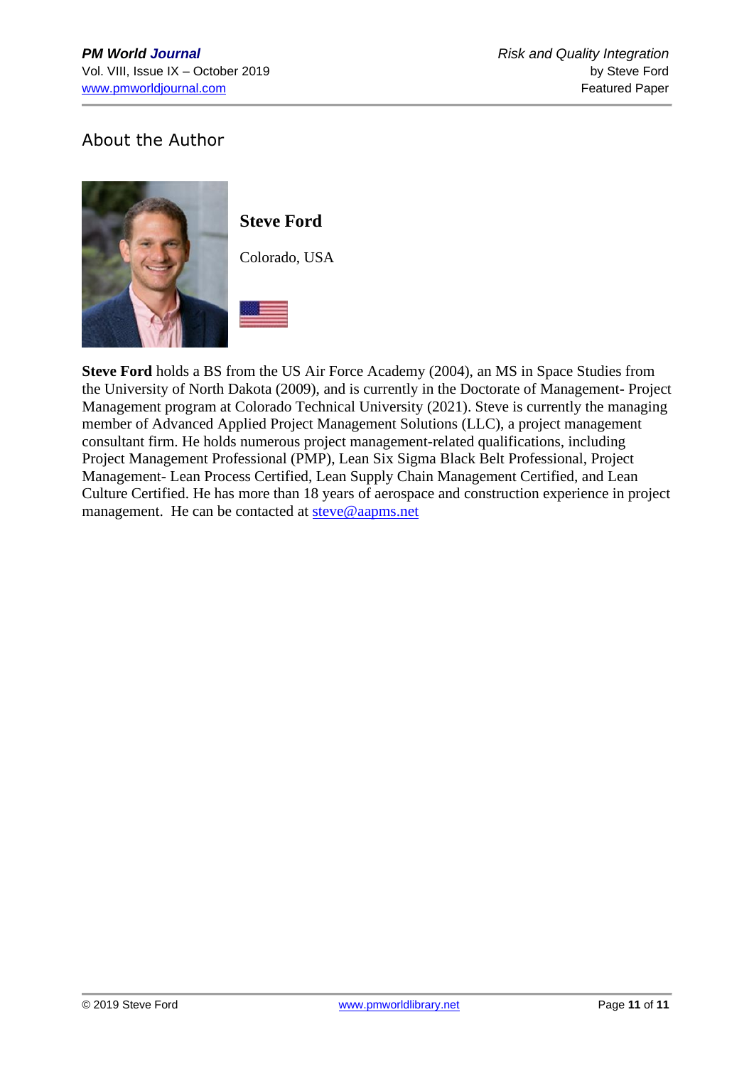## About the Author

### Steve Ford

Colorado, USA

**Steve Ford** holds a BS from the US Air Force Academy (2004), an MS in Space Studies from the University of North Dakota (2009), and is currently in the Doctorate of Management- Project Management program at Colorado Technical University (2021). Steve is currently the managing member of Advanced Applied Project Management Solutions (LLC), a project management consultant firm. He holds numerous project management-related qualifications, including Project Management Professional (PMP), Lean Six Sigma Black Belt Professional, Project Management- Lean Process Certified, Lean Supply Chain Management Certified, and Lean Culture Certified. He has more than 18 years of aerospace and construction experience in project management. He can be contacted at steve@aapms.net